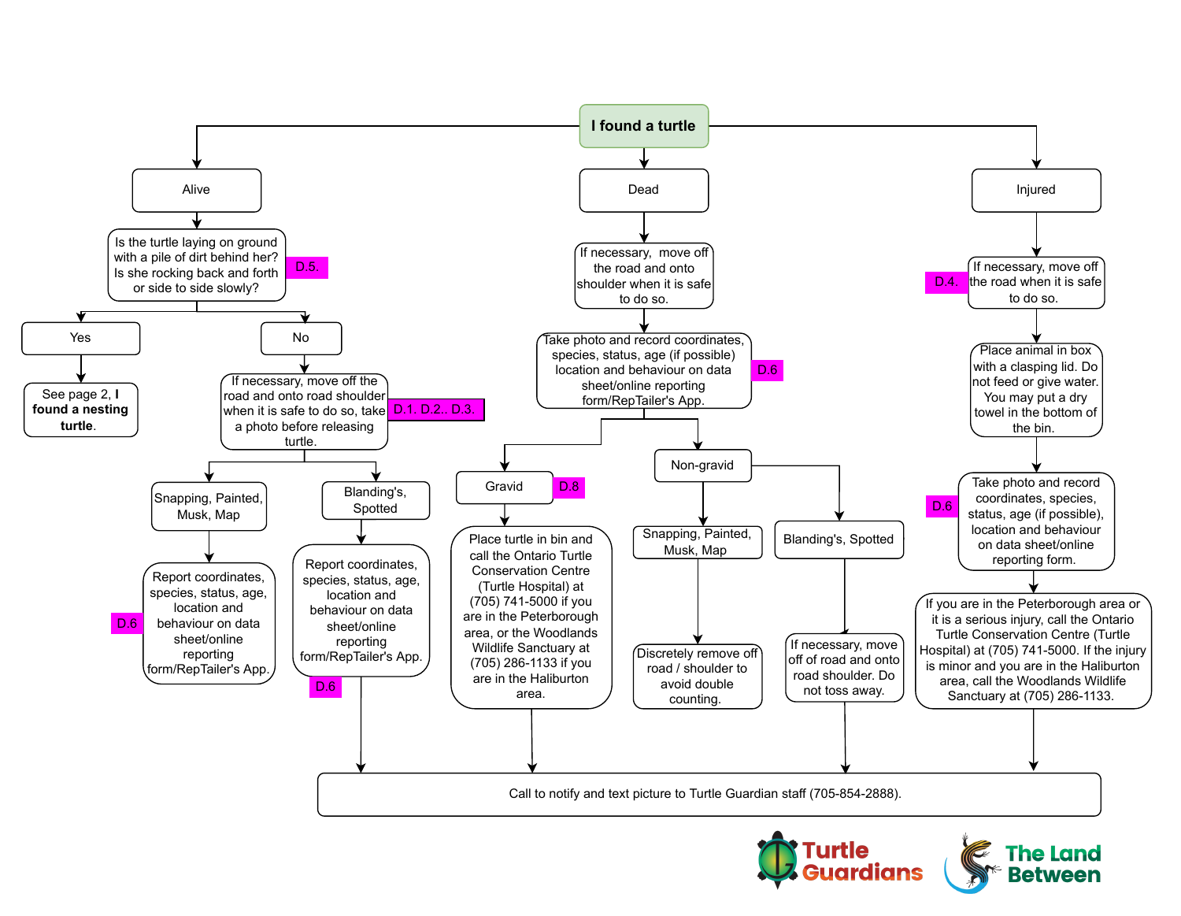# I found a turtle

## Alive

Is the turtle laying on ground with a pile of dirt behind her? Is she rocking back and forth or side to side slowly? D.5.

- **Yes**
  - See page 2, **I found a nesting turtle**.
- **No**
  - If necessary, move off the road and onto road shoulder when it is safe to do so, take a photo before releasing turtle. D.1. D.2.. D.3.
    - **Snapping, Painted, Musk, Map**
      - Report coordinates, species, status, age, location and behaviour on data sheet/online reporting form/RepTailer's App. D.6
    - **Blanding's, Spotted**
      - Report coordinates, species, status, age, location and behaviour on data sheet/online reporting form/RepTailer's App. D.6
      - Call to notify and text picture to Turtle Guardian staff (705-854-2888).

## Dead

If necessary, move off the road and onto shoulder when it is safe to do so.

Take photo and record coordinates, species, status, age (if possible) location and behaviour on data sheet/online reporting form/RepTailer's App. D.6

- **Gravid** D.8
  - Place turtle in bin and call the Ontario Turtle Conservation Centre (Turtle Hospital) at (705) 741-5000 if you are in the Peterborough area, or the Woodlands Wildlife Sanctuary at (705) 286-1133 if you are in the Haliburton area.
  - Call to notify and text picture to Turtle Guardian staff (705-854-2888).
- **Non-gravid**
  - **Snapping, Painted, Musk, Map**
    - Discretely remove off road / shoulder to avoid double counting.
  - **Blanding's, Spotted**
    - If necessary, move off of road and onto road shoulder. Do not toss away.
    - Call to notify and text picture to Turtle Guardian staff (705-854-2888).

## Injured

If necessary, move off the road when it is safe to do so. D.4.

Place animal in box with a clasping lid. Do not feed or give water. You may put a dry towel in the bottom of the bin.

Take photo and record coordinates, species, status, age (if possible), location and behaviour on data sheet/online reporting form. D.6

If you are in the Peterborough area or it is a serious injury, call the Ontario Turtle Conservation Centre (Turtle Hospital) at (705) 741-5000. If the injury is minor and you are in the Haliburton area, call the Woodlands Wildlife Sanctuary at (705) 286-1133.

Call to notify and text picture to Turtle Guardian staff (705-854-2888).

Turtle Guardians | The Land Between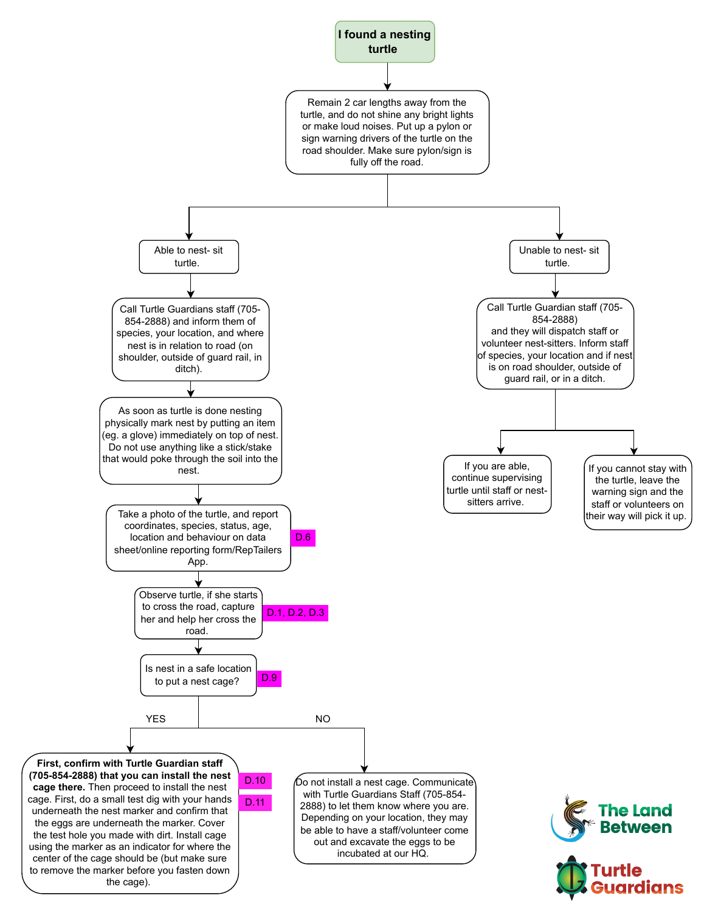# I found a nesting turtle

Remain 2 car lengths away from the turtle, and do not shine any bright lights or make loud noises. Put up a pylon or sign warning drivers of the turtle on the road shoulder. Make sure pylon/sign is fully off the road.

## Able to nest- sit turtle.

Call Turtle Guardians staff (705-854-2888) and inform them of species, your location, and where nest is in relation to road (on shoulder, outside of guard rail, in ditch).

As soon as turtle is done nesting physically mark nest by putting an item (eg. a glove) immediately on top of nest. Do not use anything like a stick/stake that would poke through the soil into the nest.

Take a photo of the turtle, and report coordinates, species, status, age, location and behaviour on data sheet/online reporting form/RepTailers App. D.6

Observe turtle, if she starts to cross the road, capture her and help her cross the road. D.1, D.2, D.3

Is nest in a safe location to put a nest cage? D.9

**YES:** **First, confirm with Turtle Guardian staff (705-854-2888) that you can install the nest cage there.** Then proceed to install the nest cage. First, do a small test dig with your hands underneath the nest marker and confirm that the eggs are underneath the marker. Cover the test hole you made with dirt. Install cage using the marker as an indicator for where the center of the cage should be (but make sure to remove the marker before you fasten down the cage). D.10 D.11

**NO:** Do not install a nest cage. Communicate with Turtle Guardians Staff (705-854-2888) to let them know where you are. Depending on your location, they may be able to have a staff/volunteer come out and excavate the eggs to be incubated at our HQ.

## Unable to nest- sit turtle.

Call Turtle Guardian staff (705-854-2888) and they will dispatch staff or volunteer nest-sitters. Inform staff of species, your location and if nest is on road shoulder, outside of guard rail, or in a ditch.

- If you are able, continue supervising turtle until staff or nest-sitters arrive.
- If you cannot stay with the turtle, leave the warning sign and the staff or volunteers on their way will pick it up.

The Land Between

Turtle Guardians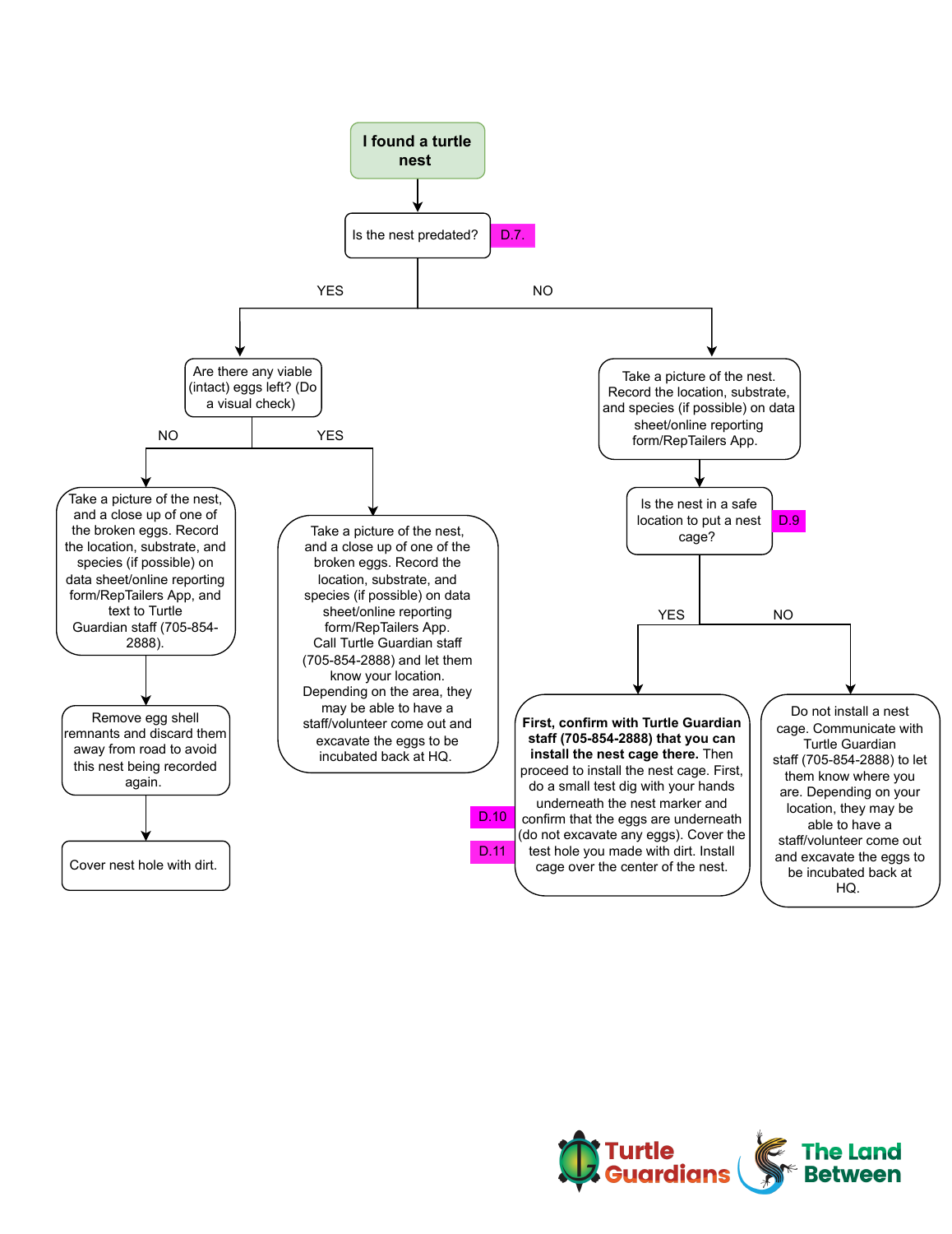# I found a turtle nest

**Is the nest predated?** D.7.

- **YES** → **Are there any viable (intact) eggs left? (Do a visual check)**
  - **NO** → Take a picture of the nest, and a close up of one of the broken eggs. Record the location, substrate, and species (if possible) on data sheet/online reporting form/RepTailers App, and text to Turtle Guardian staff (705-854-2888).
    - → Remove egg shell remnants and discard them away from road to avoid this nest being recorded again.
    - → Cover nest hole with dirt.
  - **YES** → Take a picture of the nest, and a close up of one of the broken eggs. Record the location, substrate, and species (if possible) on data sheet/online reporting form/RepTailers App. Call Turtle Guardian staff (705-854-2888) and let them know your location. Depending on the area, they may be able to have a staff/volunteer come out and excavate the eggs to be incubated back at HQ.
- **NO** → Take a picture of the nest. Record the location, substrate, and species (if possible) on data sheet/online reporting form/RepTailers App.
  - → **Is the nest in a safe location to put a nest cage?** D.9
    - **YES** → **First, confirm with Turtle Guardian staff (705-854-2888) that you can install the nest cage there.** Then proceed to install the nest cage. First, do a small test dig with your hands underneath the nest marker and confirm that the eggs are underneath (do not excavate any eggs). Cover the test hole you made with dirt. Install cage over the center of the nest. D.10 D.11
    - **NO** → Do not install a nest cage. Communicate with Turtle Guardian staff (705-854-2888) to let them know where you are. Depending on your location, they may be able to have a staff/volunteer come out and excavate the eggs to be incubated back at HQ.

Turtle Guardians · The Land Between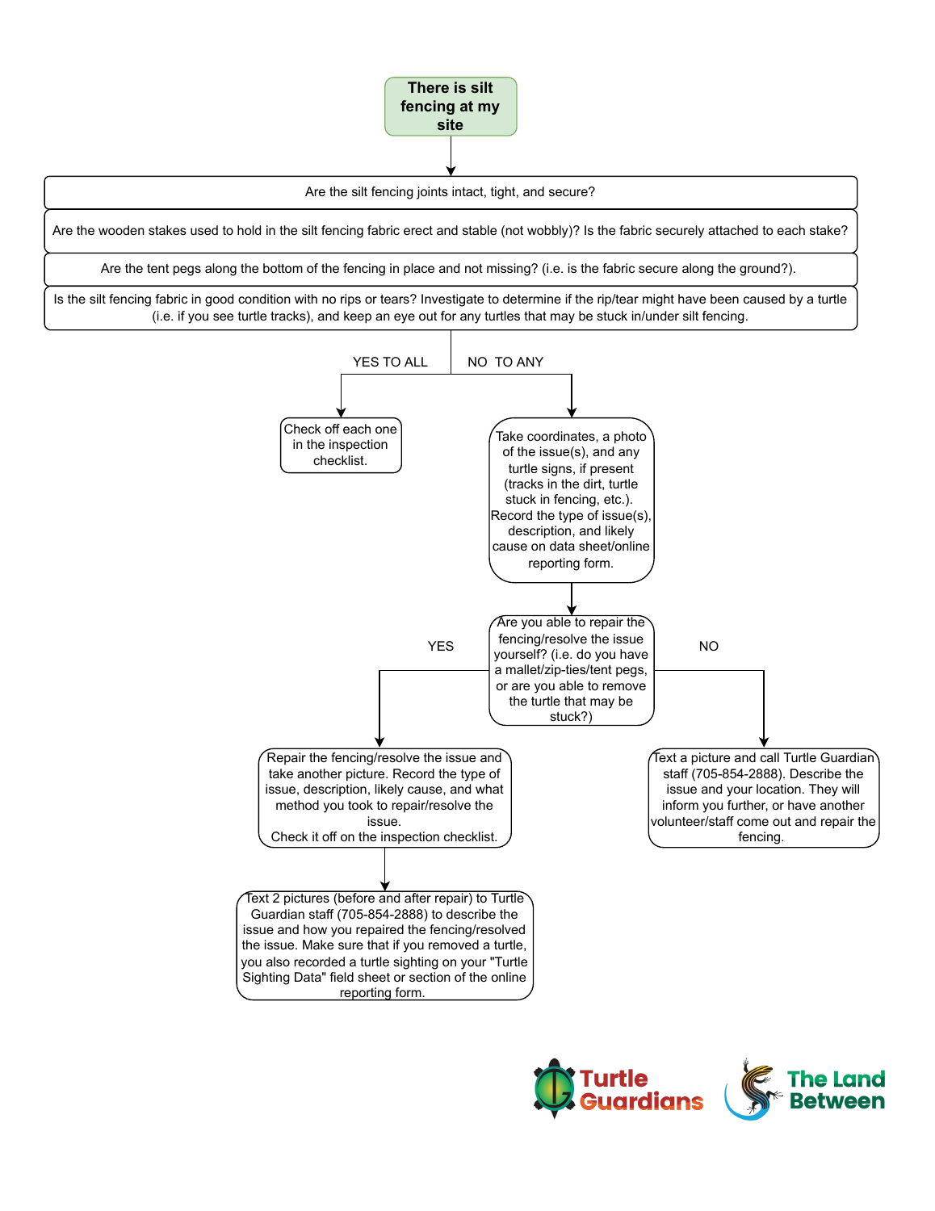**There is silt fencing at my site**

Are the silt fencing joints intact, tight, and secure?

Are the wooden stakes used to hold in the silt fencing fabric erect and stable (not wobbly)? Is the fabric securely attached to each stake?

Are the tent pegs along the bottom of the fencing in place and not missing? (i.e. is the fabric secure along the ground?).

Is the silt fencing fabric in good condition with no rips or tears? Investigate to determine if the rip/tear might have been caused by a turtle (i.e. if you see turtle tracks), and keep an eye out for any turtles that may be stuck in/under silt fencing.

YES TO ALL

Check off each one in the inspection checklist.

NO TO ANY

Take coordinates, a photo of the issue(s), and any turtle signs, if present (tracks in the dirt, turtle stuck in fencing, etc.). Record the type of issue(s), description, and likely cause on data sheet/online reporting form.

Are you able to repair the fencing/resolve the issue yourself? (i.e. do you have a mallet/zip-ties/tent pegs, or are you able to remove the turtle that may be stuck?)

YES

Repair the fencing/resolve the issue and take another picture. Record the type of issue, description, likely cause, and what method you took to repair/resolve the issue.
Check it off on the inspection checklist.

Text 2 pictures (before and after repair) to Turtle Guardian staff (705-854-2888) to describe the issue and how you repaired the fencing/resolved the issue. Make sure that if you removed a turtle, you also recorded a turtle sighting on your "Turtle Sighting Data" field sheet or section of the online reporting form.

NO

Text a picture and call Turtle Guardian staff (705-854-2888). Describe the issue and your location. They will inform you further, or have another volunteer/staff come out and repair the fencing.

Turtle Guardians

The Land Between